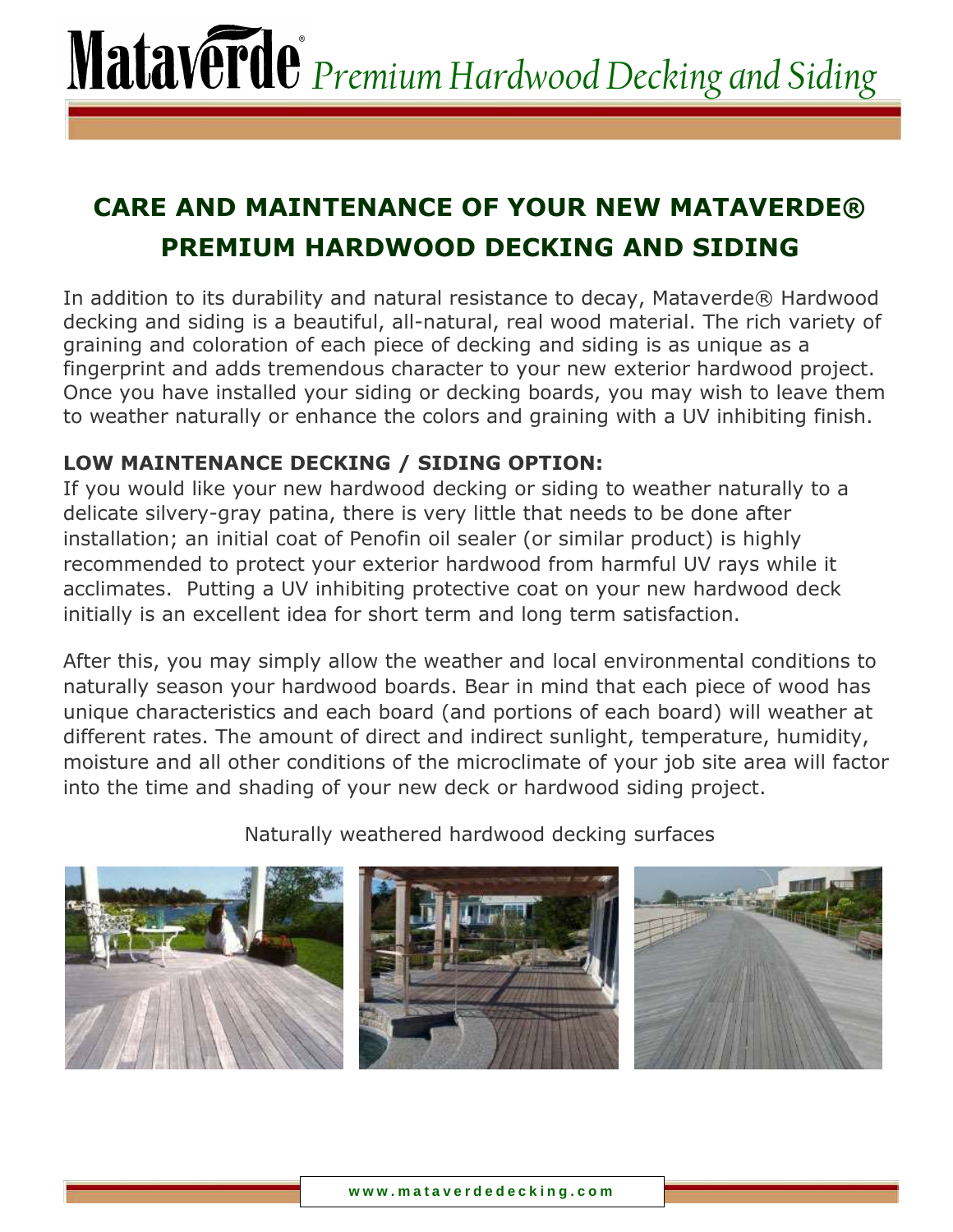# Mataverde® *Premium Hardwood Decking and Siding*

## CARE AND MAINTENANCE OF YOUR NEW MATAVERDE® PREMIUM HARDWOOD DECKING AND SIDING

In addition to its durability and natural resistance to decay, Mataverde® Hardwood decking and siding is a beautiful, all-natural, real wood material. The rich variety of graining and coloration of each piece of decking and siding is as unique as a fingerprint and adds tremendous character to your new exterior hardwood project. Once you have installed your siding or decking boards, you may wish to leave them to weather naturally or enhance the colors and graining with a UV inhibiting finish.

**LOW MAINTENANCE DECKING / SIDING OPTION:**

If you would like your new hardwood decking or siding to weather naturally to a delicate silvery-gray patina, there is very little that needs to be done after installation; an initial coat of Penofin oil sealer (or similar product) is highly recommended to protect your exterior hardwood from harmful UV rays while it acclimates. Putting a UV inhibiting protective coat on your new hardwood deck initially is an excellent idea for short term and long term satisfaction.

After this, you may simply allow the weather and local environmental conditions to naturally season your hardwood boards. Bear in mind that each piece of wood has unique characteristics and each board (and portions of each board) will weather at different rates. The amount of direct and indirect sunlight, temperature, humidity, moisture and all other conditions of the microclimate of your job site area will factor into the time and shading of your new deck or hardwood siding project.

Naturally weathered hardwood decking surfaces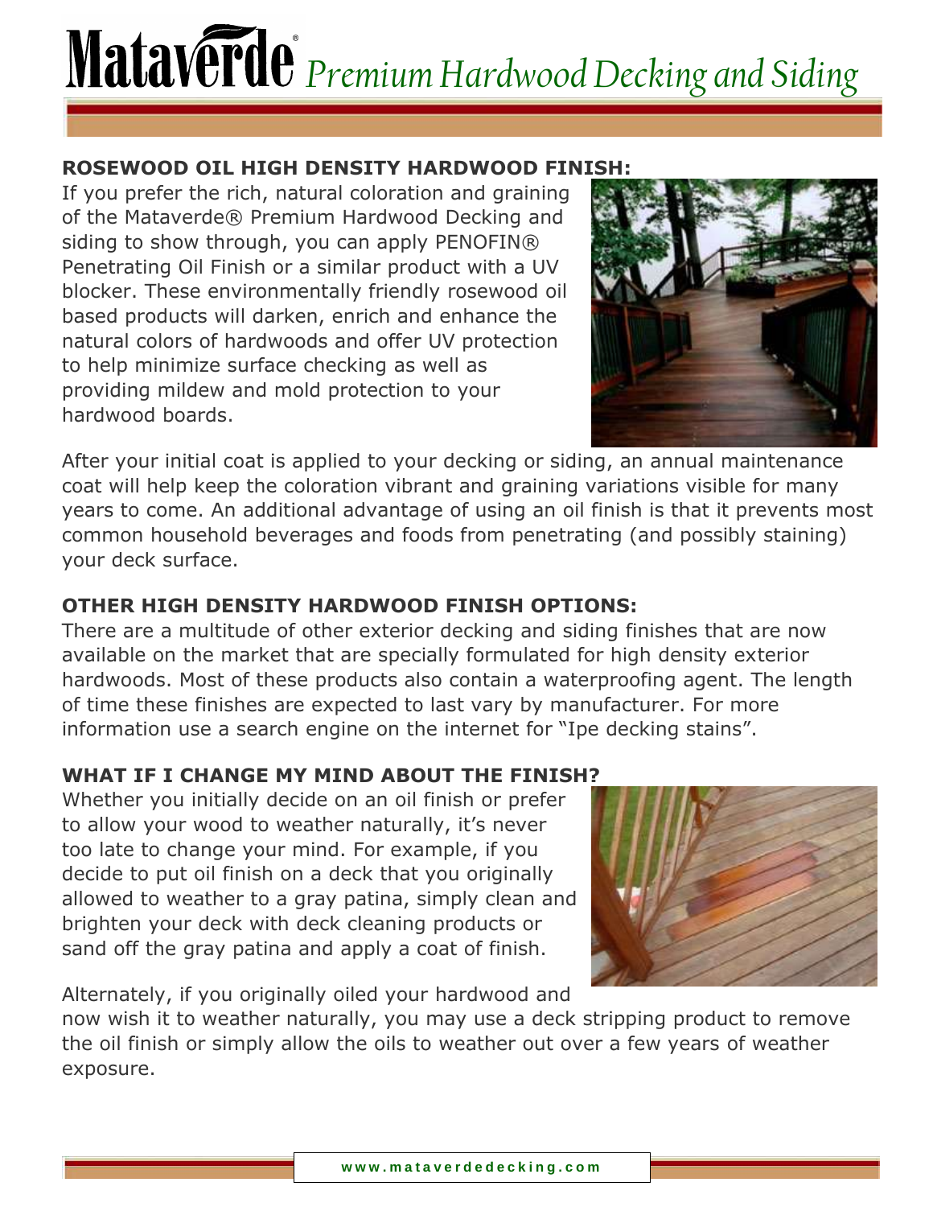## ROSEWOOD OIL HIGH DENSITY HARDWOOD FINISH:

If you prefer the rich, natural coloration and graining of the Mataverde® Premium Hardwood Decking and siding to show through, you can apply PENOFIN® Penetrating Oil Finish or a similar product with a UV blocker. These environmentally friendly rosewood oil based products will darken, enrich and enhance the natural colors of hardwoods and offer UV protection to help minimize surface checking as well as providing mildew and mold protection to your hardwood boards.

After your initial coat is applied to your decking or siding, an annual maintenance coat will help keep the coloration vibrant and graining variations visible for many years to come. An additional advantage of using an oil finish is that it prevents most common household beverages and foods from penetrating (and possibly staining) your deck surface.

## OTHER HIGH DENSITY HARDWOOD FINISH OPTIONS:

There are a multitude of other exterior decking and siding finishes that are now available on the market that are specially formulated for high density exterior hardwoods. Most of these products also contain a waterproofing agent. The length of time these finishes are expected to last vary by manufacturer. For more information use a search engine on the internet for “Ipe decking stains”.

## WHAT IF I CHANGE MY MIND ABOUT THE FINISH?

Whether you initially decide on an oil finish or prefer to allow your wood to weather naturally, it’s never too late to change your mind. For example, if you decide to put oil finish on a deck that you originally allowed to weather to a gray patina, simply clean and brighten your deck with deck cleaning products or sand off the gray patina and apply a coat of finish.

Alternately, if you originally oiled your hardwood and now wish it to weather naturally, you may use a deck stripping product to remove the oil finish or simply allow the oils to weather out over a few years of weather exposure.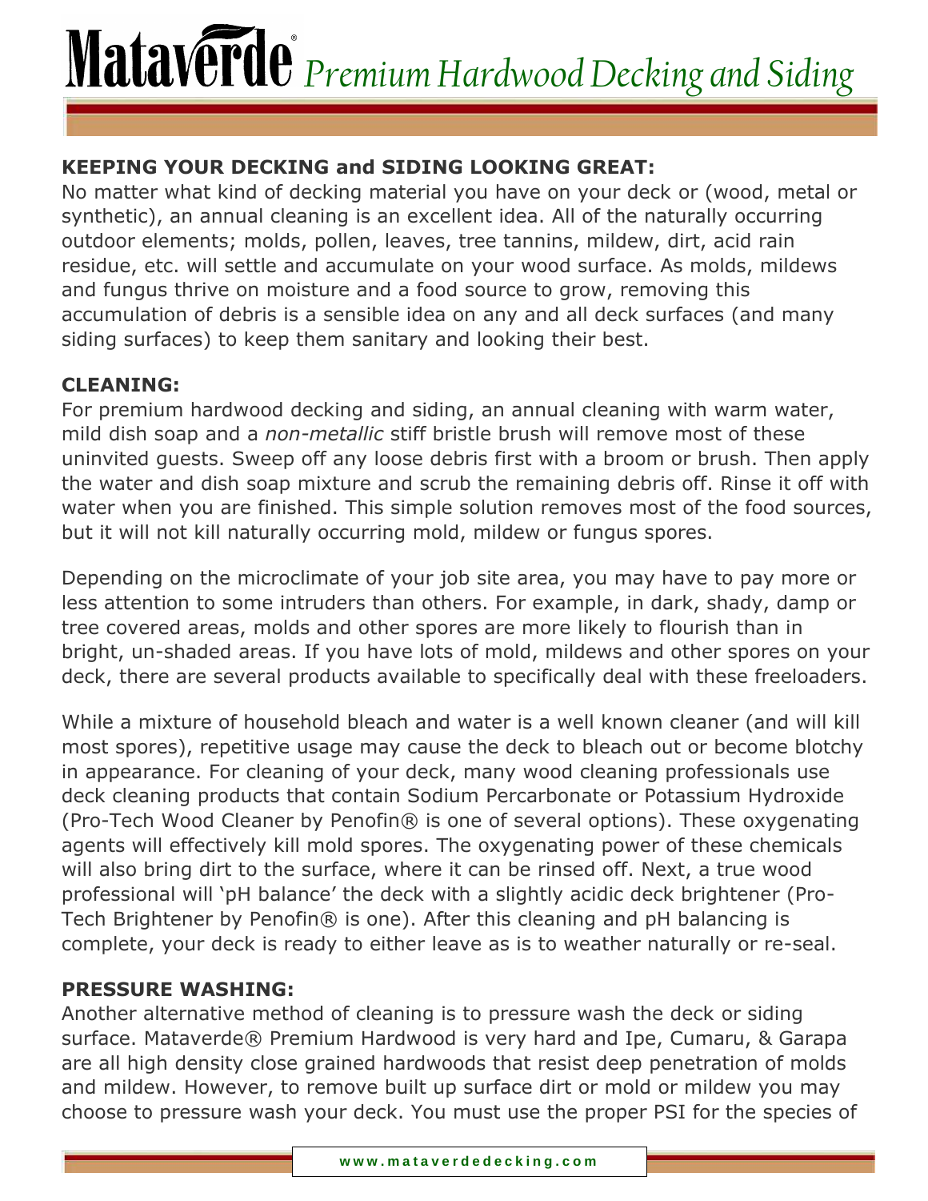## KEEPING YOUR DECKING and SIDING LOOKING GREAT:

No matter what kind of decking material you have on your deck or (wood, metal or synthetic), an annual cleaning is an excellent idea. All of the naturally occurring outdoor elements; molds, pollen, leaves, tree tannins, mildew, dirt, acid rain residue, etc. will settle and accumulate on your wood surface. As molds, mildews and fungus thrive on moisture and a food source to grow, removing this accumulation of debris is a sensible idea on any and all deck surfaces (and many siding surfaces) to keep them sanitary and looking their best.

## CLEANING:

For premium hardwood decking and siding, an annual cleaning with warm water, mild dish soap and a *non-metallic* stiff bristle brush will remove most of these uninvited guests. Sweep off any loose debris first with a broom or brush. Then apply the water and dish soap mixture and scrub the remaining debris off. Rinse it off with water when you are finished. This simple solution removes most of the food sources, but it will not kill naturally occurring mold, mildew or fungus spores.

Depending on the microclimate of your job site area, you may have to pay more or less attention to some intruders than others. For example, in dark, shady, damp or tree covered areas, molds and other spores are more likely to flourish than in bright, un-shaded areas. If you have lots of mold, mildews and other spores on your deck, there are several products available to specifically deal with these freeloaders.

While a mixture of household bleach and water is a well known cleaner (and will kill most spores), repetitive usage may cause the deck to bleach out or become blotchy in appearance. For cleaning of your deck, many wood cleaning professionals use deck cleaning products that contain Sodium Percarbonate or Potassium Hydroxide (Pro-Tech Wood Cleaner by Penofin® is one of several options). These oxygenating agents will effectively kill mold spores. The oxygenating power of these chemicals will also bring dirt to the surface, where it can be rinsed off. Next, a true wood professional will 'pH balance' the deck with a slightly acidic deck brightener (Pro-Tech Brightener by Penofin® is one). After this cleaning and pH balancing is complete, your deck is ready to either leave as is to weather naturally or re-seal.

## PRESSURE WASHING:

Another alternative method of cleaning is to pressure wash the deck or siding surface. Mataverde® Premium Hardwood is very hard and Ipe, Cumaru, & Garapa are all high density close grained hardwoods that resist deep penetration of molds and mildew. However, to remove built up surface dirt or mold or mildew you may choose to pressure wash your deck. You must use the proper PSI for the species of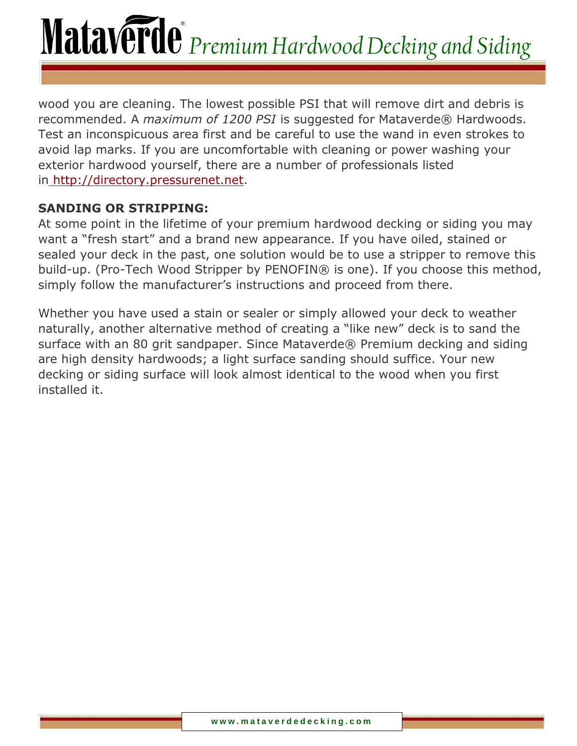wood you are cleaning. The lowest possible PSI that will remove dirt and debris is recommended. A *maximum of 1200 PSI* is suggested for Mataverde® Hardwoods. Test an inconspicuous area first and be careful to use the wand in even strokes to avoid lap marks. If you are uncomfortable with cleaning or power washing your exterior hardwood yourself, there are a number of professionals listed in http://directory.pressurenet.net.

**SANDING OR STRIPPING:**

At some point in the lifetime of your premium hardwood decking or siding you may want a "fresh start" and a brand new appearance. If you have oiled, stained or sealed your deck in the past, one solution would be to use a stripper to remove this build-up. (Pro-Tech Wood Stripper by PENOFIN® is one). If you choose this method, simply follow the manufacturer's instructions and proceed from there.

Whether you have used a stain or sealer or simply allowed your deck to weather naturally, another alternative method of creating a "like new" deck is to sand the surface with an 80 grit sandpaper. Since Mataverde® Premium decking and siding are high density hardwoods; a light surface sanding should suffice. Your new decking or siding surface will look almost identical to the wood when you first installed it.